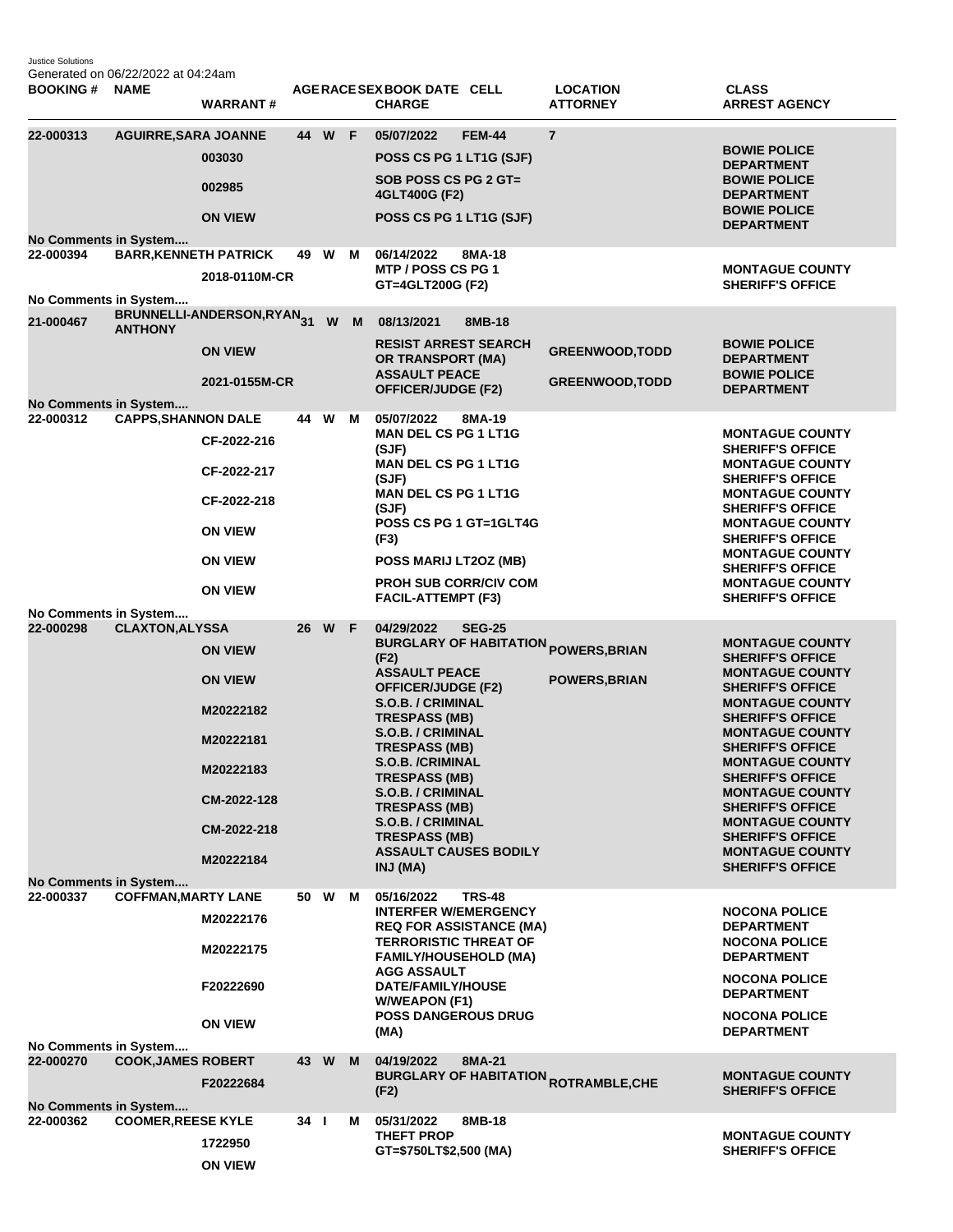Justice Solutions
Generated on 06/22/2022 at 04:24am

| BOOKING # | NAME | WARRANT # | AGE | RACE | SEX | BOOK DATE | CELL | CHARGE | LOCATION | ATTORNEY | CLASS | ARREST AGENCY |
|---|---|---|---|---|---|---|---|---|---|---|---|---|
| 22-000313 | AGUIRRE,SARA JOANNE | | 44 | W | F | 05/07/2022 | FEM-44 | | 7 | | | |
| | | 003030 | | | | | | POSS CS PG 1 LT1G (SJF) | | | | BOWIE POLICE DEPARTMENT |
| | | 002985 | | | | | | SOB POSS CS PG 2 GT= 4GLT400G (F2) | | | | BOWIE POLICE DEPARTMENT |
| | | ON VIEW | | | | | | POSS CS PG 1 LT1G (SJF) | | | | BOWIE POLICE DEPARTMENT |
| No Comments in System.... | | | | | | | | | | | | |
| 22-000394 | BARR,KENNETH PATRICK | | 49 | W | M | 06/14/2022 | 8MA-18 | | | | | |
| | | 2018-0110M-CR | | | | | | MTP / POSS CS PG 1 GT=4GLT200G (F2) | | | | MONTAGUE COUNTY SHERIFF'S OFFICE |
| No Comments in System.... | | | | | | | | | | | | |
| 21-000467 | BRUNNELLI-ANDERSON,RYAN ANTHONY | | 31 | W | M | 08/13/2021 | 8MB-18 | | | | | |
| | | ON VIEW | | | | | | RESIST ARREST SEARCH OR TRANSPORT (MA) | | GREENWOOD,TODD | | BOWIE POLICE DEPARTMENT |
| | | 2021-0155M-CR | | | | | | ASSAULT PEACE OFFICER/JUDGE (F2) | | GREENWOOD,TODD | | BOWIE POLICE DEPARTMENT |
| No Comments in System.... | | | | | | | | | | | | |
| 22-000312 | CAPPS,SHANNON DALE | | 44 | W | M | 05/07/2022 | 8MA-19 | | | | | |
| | | CF-2022-216 | | | | | | MAN DEL CS PG 1 LT1G (SJF) | | | | MONTAGUE COUNTY SHERIFF'S OFFICE |
| | | CF-2022-217 | | | | | | MAN DEL CS PG 1 LT1G (SJF) | | | | MONTAGUE COUNTY SHERIFF'S OFFICE |
| | | CF-2022-218 | | | | | | MAN DEL CS PG 1 LT1G (SJF) | | | | MONTAGUE COUNTY SHERIFF'S OFFICE |
| | | ON VIEW | | | | | | POSS CS PG 1 GT=1GLT4G (F3) | | | | MONTAGUE COUNTY SHERIFF'S OFFICE |
| | | ON VIEW | | | | | | POSS MARIJ LT2OZ (MB) | | | | MONTAGUE COUNTY SHERIFF'S OFFICE |
| | | ON VIEW | | | | | | PROH SUB CORR/CIV COM FACIL-ATTEMPT (F3) | | | | MONTAGUE COUNTY SHERIFF'S OFFICE |
| No Comments in System.... | | | | | | | | | | | | |
| 22-000298 | CLAXTON,ALYSSA | | 26 | W | F | 04/29/2022 | SEG-25 | | | | | |
| | | ON VIEW | | | | | | BURGLARY OF HABITATION (F2) | | POWERS,BRIAN | | MONTAGUE COUNTY SHERIFF'S OFFICE |
| | | ON VIEW | | | | | | ASSAULT PEACE OFFICER/JUDGE (F2) | | POWERS,BRIAN | | MONTAGUE COUNTY SHERIFF'S OFFICE |
| | | M20222182 | | | | | | S.O.B. / CRIMINAL TRESPASS (MB) | | | | MONTAGUE COUNTY SHERIFF'S OFFICE |
| | | M20222181 | | | | | | S.O.B. / CRIMINAL TRESPASS (MB) | | | | MONTAGUE COUNTY SHERIFF'S OFFICE |
| | | M20222183 | | | | | | S.O.B. /CRIMINAL TRESPASS (MB) | | | | MONTAGUE COUNTY SHERIFF'S OFFICE |
| | | CM-2022-128 | | | | | | S.O.B. / CRIMINAL TRESPASS (MB) | | | | MONTAGUE COUNTY SHERIFF'S OFFICE |
| | | CM-2022-218 | | | | | | S.O.B. / CRIMINAL TRESPASS (MB) | | | | MONTAGUE COUNTY SHERIFF'S OFFICE |
| | | M20222184 | | | | | | ASSAULT CAUSES BODILY INJ (MA) | | | | MONTAGUE COUNTY SHERIFF'S OFFICE |
| No Comments in System.... | | | | | | | | | | | | |
| 22-000337 | COFFMAN,MARTY LANE | | 50 | W | M | 05/16/2022 | TRS-48 | | | | | |
| | | M20222176 | | | | | | INTERFER W/EMERGENCY REQ FOR ASSISTANCE (MA) | | | | NOCONA POLICE DEPARTMENT |
| | | M20222175 | | | | | | TERRORISTIC THREAT OF FAMILY/HOUSEHOLD (MA) | | | | NOCONA POLICE DEPARTMENT |
| | | F20222690 | | | | | | AGG ASSAULT DATE/FAMILY/HOUSE W/WEAPON (F1) | | | | NOCONA POLICE DEPARTMENT |
| | | ON VIEW | | | | | | POSS DANGEROUS DRUG (MA) | | | | NOCONA POLICE DEPARTMENT |
| No Comments in System.... | | | | | | | | | | | | |
| 22-000270 | COOK,JAMES ROBERT | | 43 | W | M | 04/19/2022 | 8MA-21 | | | | | |
| | | F20222684 | | | | | | BURGLARY OF HABITATION (F2) | | ROTRAMBLE,CHE | | MONTAGUE COUNTY SHERIFF'S OFFICE |
| No Comments in System.... | | | | | | | | | | | | |
| 22-000362 | COOMER,REESE KYLE | | 34 | I | M | 05/31/2022 | 8MB-18 | | | | | |
| | | 1722950 | | | | | | THEFT PROP GT=$750LT$2,500 (MA) | | | | MONTAGUE COUNTY SHERIFF'S OFFICE |
| | | ON VIEW | | | | | | | | | | |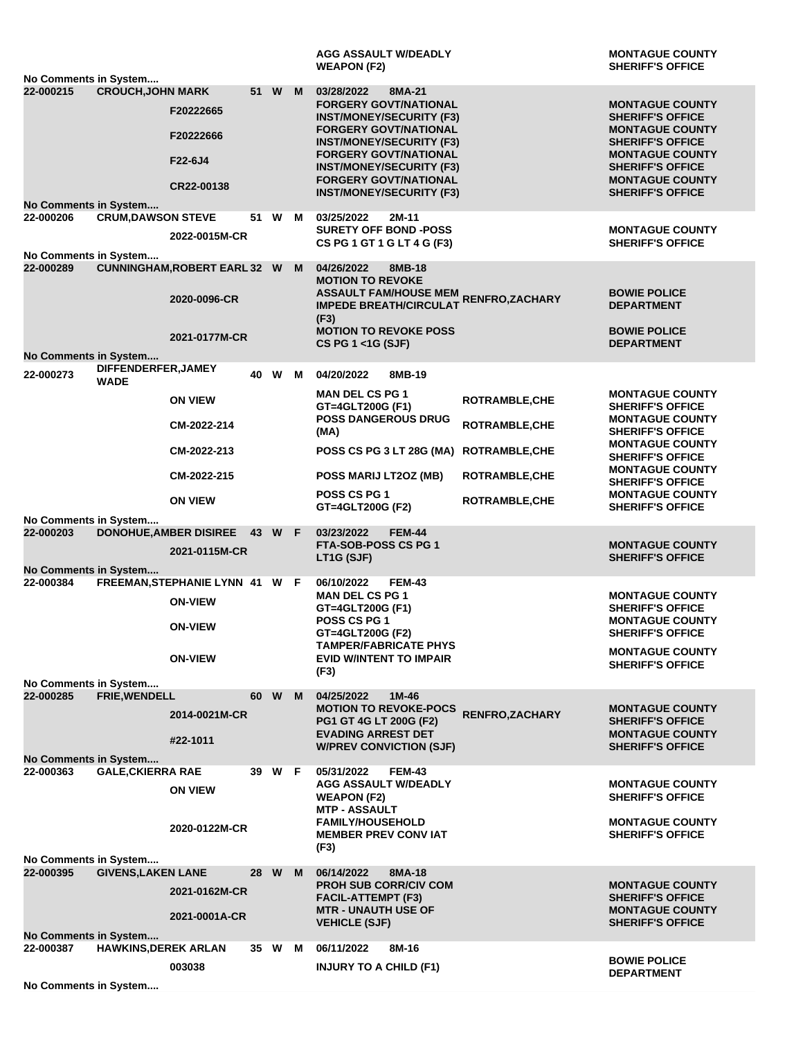| | | | | | | | | |
|---|---|---|---|---|---|---|---|---|
| | | | | | | AGG ASSAULT W/DEADLY WEAPON (F2) | | MONTAGUE COUNTY SHERIFF'S OFFICE |

No Comments in System....

| | | | | | | | | |
|---|---|---|---|---|---|---|---|---|
| 22-000215 | CROUCH,JOHN MARK | | 51 | W | M | 03/28/2022 8MA-21 | | |
| | | F20222665 | | | | FORGERY GOVT/NATIONAL INST/MONEY/SECURITY (F3) | | MONTAGUE COUNTY SHERIFF'S OFFICE |
| | | F20222666 | | | | FORGERY GOVT/NATIONAL INST/MONEY/SECURITY (F3) | | MONTAGUE COUNTY SHERIFF'S OFFICE |
| | | F22-6J4 | | | | FORGERY GOVT/NATIONAL INST/MONEY/SECURITY (F3) | | MONTAGUE COUNTY SHERIFF'S OFFICE |
| | | CR22-00138 | | | | FORGERY GOVT/NATIONAL INST/MONEY/SECURITY (F3) | | MONTAGUE COUNTY SHERIFF'S OFFICE |

No Comments in System....

| | | | | | | | | |
|---|---|---|---|---|---|---|---|---|
| 22-000206 | CRUM,DAWSON STEVE | | 51 | W | M | 03/25/2022 2M-11 | | |
| | | 2022-0015M-CR | | | | SURETY OFF BOND -POSS CS PG 1 GT 1 G LT 4 G (F3) | | MONTAGUE COUNTY SHERIFF'S OFFICE |

No Comments in System....

| | | | | | | | | |
|---|---|---|---|---|---|---|---|---|
| 22-000289 | CUNNINGHAM,ROBERT EARL | | 32 | W | M | 04/26/2022 8MB-18 | | |
| | | 2020-0096-CR | | | | MOTION TO REVOKE ASSAULT FAM/HOUSE MEM IMPEDE BREATH/CIRCULAT (F3) | RENFRO,ZACHARY | BOWIE POLICE DEPARTMENT |
| | | 2021-0177M-CR | | | | MOTION TO REVOKE POSS CS PG 1 <1G (SJF) | | BOWIE POLICE DEPARTMENT |

No Comments in System....

| | | | | | | | | |
|---|---|---|---|---|---|---|---|---|
| 22-000273 | DIFFENDERFER,JAMEY WADE | | 40 | W | M | 04/20/2022 8MB-19 | | |
| | | ON VIEW | | | | MAN DEL CS PG 1 GT=4GLT200G (F1) | ROTRAMBLE,CHE | MONTAGUE COUNTY SHERIFF'S OFFICE |
| | | CM-2022-214 | | | | POSS DANGEROUS DRUG (MA) | ROTRAMBLE,CHE | MONTAGUE COUNTY SHERIFF'S OFFICE |
| | | CM-2022-213 | | | | POSS CS PG 3 LT 28G (MA) | ROTRAMBLE,CHE | MONTAGUE COUNTY SHERIFF'S OFFICE |
| | | CM-2022-215 | | | | POSS MARIJ LT2OZ (MB) | ROTRAMBLE,CHE | MONTAGUE COUNTY SHERIFF'S OFFICE |
| | | ON VIEW | | | | POSS CS PG 1 GT=4GLT200G (F2) | ROTRAMBLE,CHE | MONTAGUE COUNTY SHERIFF'S OFFICE |

No Comments in System....

| | | | | | | | | |
|---|---|---|---|---|---|---|---|---|
| 22-000203 | DONOHUE,AMBER DISIREE | | 43 | W | F | 03/23/2022 FEM-44 | | |
| | | 2021-0115M-CR | | | | FTA-SOB-POSS CS PG 1 LT1G (SJF) | | MONTAGUE COUNTY SHERIFF'S OFFICE |

No Comments in System....

| | | | | | | | | |
|---|---|---|---|---|---|---|---|---|
| 22-000384 | FREEMAN,STEPHANIE LYNN | | 41 | W | F | 06/10/2022 FEM-43 | | |
| | | ON-VIEW | | | | MAN DEL CS PG 1 GT=4GLT200G (F1) | | MONTAGUE COUNTY SHERIFF'S OFFICE |
| | | ON-VIEW | | | | POSS CS PG 1 GT=4GLT200G (F2) | | MONTAGUE COUNTY SHERIFF'S OFFICE |
| | | ON-VIEW | | | | TAMPER/FABRICATE PHYS EVID W/INTENT TO IMPAIR (F3) | | MONTAGUE COUNTY SHERIFF'S OFFICE |

No Comments in System....

| | | | | | | | | |
|---|---|---|---|---|---|---|---|---|
| 22-000285 | FRIE,WENDELL | | 60 | W | M | 04/25/2022 1M-46 | | |
| | | 2014-0021M-CR | | | | MOTION TO REVOKE-POCS PG1 GT 4G LT 200G (F2) | RENFRO,ZACHARY | MONTAGUE COUNTY SHERIFF'S OFFICE |
| | | #22-1011 | | | | EVADING ARREST DET W/PREV CONVICTION (SJF) | | MONTAGUE COUNTY SHERIFF'S OFFICE |

No Comments in System....

| | | | | | | | | |
|---|---|---|---|---|---|---|---|---|
| 22-000363 | GALE,CKIERRA RAE | | 39 | W | F | 05/31/2022 FEM-43 | | |
| | | ON VIEW | | | | AGG ASSAULT W/DEADLY WEAPON (F2) | | MONTAGUE COUNTY SHERIFF'S OFFICE |
| | | 2020-0122M-CR | | | | MTP - ASSAULT FAMILY/HOUSEHOLD MEMBER PREV CONV IAT (F3) | | MONTAGUE COUNTY SHERIFF'S OFFICE |

No Comments in System....

| | | | | | | | | |
|---|---|---|---|---|---|---|---|---|
| 22-000395 | GIVENS,LAKEN LANE | | 28 | W | M | 06/14/2022 8MA-18 | | |
| | | 2021-0162M-CR | | | | PROH SUB CORR/CIV COM FACIL-ATTEMPT (F3) | | MONTAGUE COUNTY SHERIFF'S OFFICE |
| | | 2021-0001A-CR | | | | MTR - UNAUTH USE OF VEHICLE (SJF) | | MONTAGUE COUNTY SHERIFF'S OFFICE |

No Comments in System....

| | | | | | | | | |
|---|---|---|---|---|---|---|---|---|
| 22-000387 | HAWKINS,DEREK ARLAN | | 35 | W | M | 06/11/2022 8M-16 | | |
| | | 003038 | | | | INJURY TO A CHILD (F1) | | BOWIE POLICE DEPARTMENT |

No Comments in System....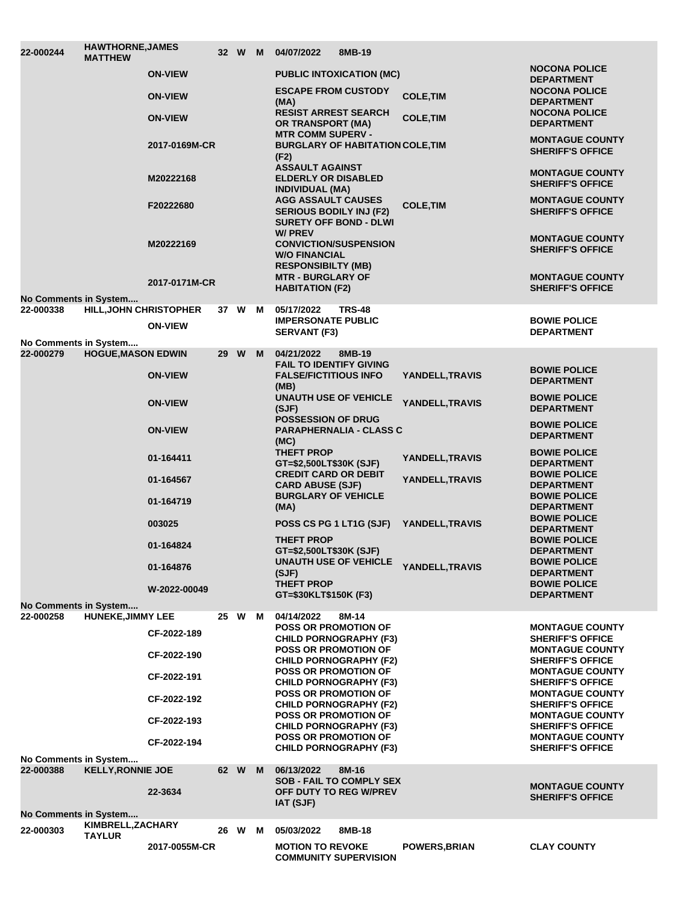| | | | | | | | | |
|---|---|---|---|---|---|---|---|---|
| **22-000244** | **HAWTHORNE,JAMES MATTHEW** | | **32** | **W** | **M** | **04/07/2022 8MB-19** | | |
| | | **ON-VIEW** | | | | **PUBLIC INTOXICATION (MC)** | | **NOCONA POLICE DEPARTMENT** |
| | | **ON-VIEW** | | | | **ESCAPE FROM CUSTODY (MA)** | **COLE,TIM** | **NOCONA POLICE DEPARTMENT** |
| | | **ON-VIEW** | | | | **RESIST ARREST SEARCH OR TRANSPORT (MA)** | **COLE,TIM** | **NOCONA POLICE DEPARTMENT** |
| | | **2017-0169M-CR** | | | | **MTR COMM SUPERV - BURGLARY OF HABITATION (F2)** | **COLE,TIM** | **MONTAGUE COUNTY SHERIFF'S OFFICE** |
| | | **M20222168** | | | | **ASSAULT AGAINST ELDERLY OR DISABLED INDIVIDUAL (MA)** | | **MONTAGUE COUNTY SHERIFF'S OFFICE** |
| | | **F20222680** | | | | **AGG ASSAULT CAUSES SERIOUS BODILY INJ (F2)** | **COLE,TIM** | **MONTAGUE COUNTY SHERIFF'S OFFICE** |
| | | **M20222169** | | | | **SURETY OFF BOND - DLWI W/ PREV CONVICTION/SUSPENSION W/O FINANCIAL RESPONSIBILTY (MB)** | | **MONTAGUE COUNTY SHERIFF'S OFFICE** |
| | | **2017-0171M-CR** | | | | **MTR - BURGLARY OF HABITATION (F2)** | | **MONTAGUE COUNTY SHERIFF'S OFFICE** |
| **No Comments in System....** | | | | | | | | |
| **22-000338** | **HILL,JOHN CHRISTOPHER** | | **37** | **W** | **M** | **05/17/2022 TRS-48** | | |
| | | **ON-VIEW** | | | | **IMPERSONATE PUBLIC SERVANT (F3)** | | **BOWIE POLICE DEPARTMENT** |
| **No Comments in System....** | | | | | | | | |
| **22-000279** | **HOGUE,MASON EDWIN** | | **29** | **W** | **M** | **04/21/2022 8MB-19** | | |
| | | **ON-VIEW** | | | | **FAIL TO IDENTIFY GIVING FALSE/FICTITIOUS INFO (MB)** | **YANDELL,TRAVIS** | **BOWIE POLICE DEPARTMENT** |
| | | **ON-VIEW** | | | | **UNAUTH USE OF VEHICLE (SJF)** | **YANDELL,TRAVIS** | **BOWIE POLICE DEPARTMENT** |
| | | **ON-VIEW** | | | | **POSSESSION OF DRUG PARAPHERNALIA - CLASS C (MC)** | | **BOWIE POLICE DEPARTMENT** |
| | | **01-164411** | | | | **THEFT PROP GT=$2,500LT$30K (SJF)** | **YANDELL,TRAVIS** | **BOWIE POLICE DEPARTMENT** |
| | | **01-164567** | | | | **CREDIT CARD OR DEBIT CARD ABUSE (SJF)** | **YANDELL,TRAVIS** | **BOWIE POLICE DEPARTMENT** |
| | | **01-164719** | | | | **BURGLARY OF VEHICLE (MA)** | | **BOWIE POLICE DEPARTMENT** |
| | | **003025** | | | | **POSS CS PG 1 LT1G (SJF)** | **YANDELL,TRAVIS** | **BOWIE POLICE DEPARTMENT** |
| | | **01-164824** | | | | **THEFT PROP GT=$2,500LT$30K (SJF)** | | **BOWIE POLICE DEPARTMENT** |
| | | **01-164876** | | | | **UNAUTH USE OF VEHICLE (SJF)** | **YANDELL,TRAVIS** | **BOWIE POLICE DEPARTMENT** |
| | | **W-2022-00049** | | | | **THEFT PROP GT=$30KLT$150K (F3)** | | **BOWIE POLICE DEPARTMENT** |
| **No Comments in System....** | | | | | | | | |
| **22-000258** | **HUNEKE,JIMMY LEE** | | **25** | **W** | **M** | **04/14/2022 8M-14** | | |
| | | **CF-2022-189** | | | | **POSS OR PROMOTION OF CHILD PORNOGRAPHY (F3)** | | **MONTAGUE COUNTY SHERIFF'S OFFICE** |
| | | **CF-2022-190** | | | | **POSS OR PROMOTION OF CHILD PORNOGRAPHY (F2)** | | **MONTAGUE COUNTY SHERIFF'S OFFICE** |
| | | **CF-2022-191** | | | | **POSS OR PROMOTION OF CHILD PORNOGRAPHY (F3)** | | **MONTAGUE COUNTY SHERIFF'S OFFICE** |
| | | **CF-2022-192** | | | | **POSS OR PROMOTION OF CHILD PORNOGRAPHY (F2)** | | **MONTAGUE COUNTY SHERIFF'S OFFICE** |
| | | **CF-2022-193** | | | | **POSS OR PROMOTION OF CHILD PORNOGRAPHY (F3)** | | **MONTAGUE COUNTY SHERIFF'S OFFICE** |
| | | **CF-2022-194** | | | | **POSS OR PROMOTION OF CHILD PORNOGRAPHY (F3)** | | **MONTAGUE COUNTY SHERIFF'S OFFICE** |
| **No Comments in System....** | | | | | | | | |
| **22-000388** | **KELLY,RONNIE JOE** | | **62** | **W** | **M** | **06/13/2022 8M-16** | | |
| | | **22-3634** | | | | **SOB - FAIL TO COMPLY SEX OFF DUTY TO REG W/PREV IAT (SJF)** | | **MONTAGUE COUNTY SHERIFF'S OFFICE** |
| **No Comments in System....** | | | | | | | | |
| **22-000303** | **KIMBRELL,ZACHARY TAYLUR** | | **26** | **W** | **M** | **05/03/2022 8MB-18** | | |
| | | **2017-0055M-CR** | | | | **MOTION TO REVOKE COMMUNITY SUPERVISION** | **POWERS,BRIAN** | **CLAY COUNTY** |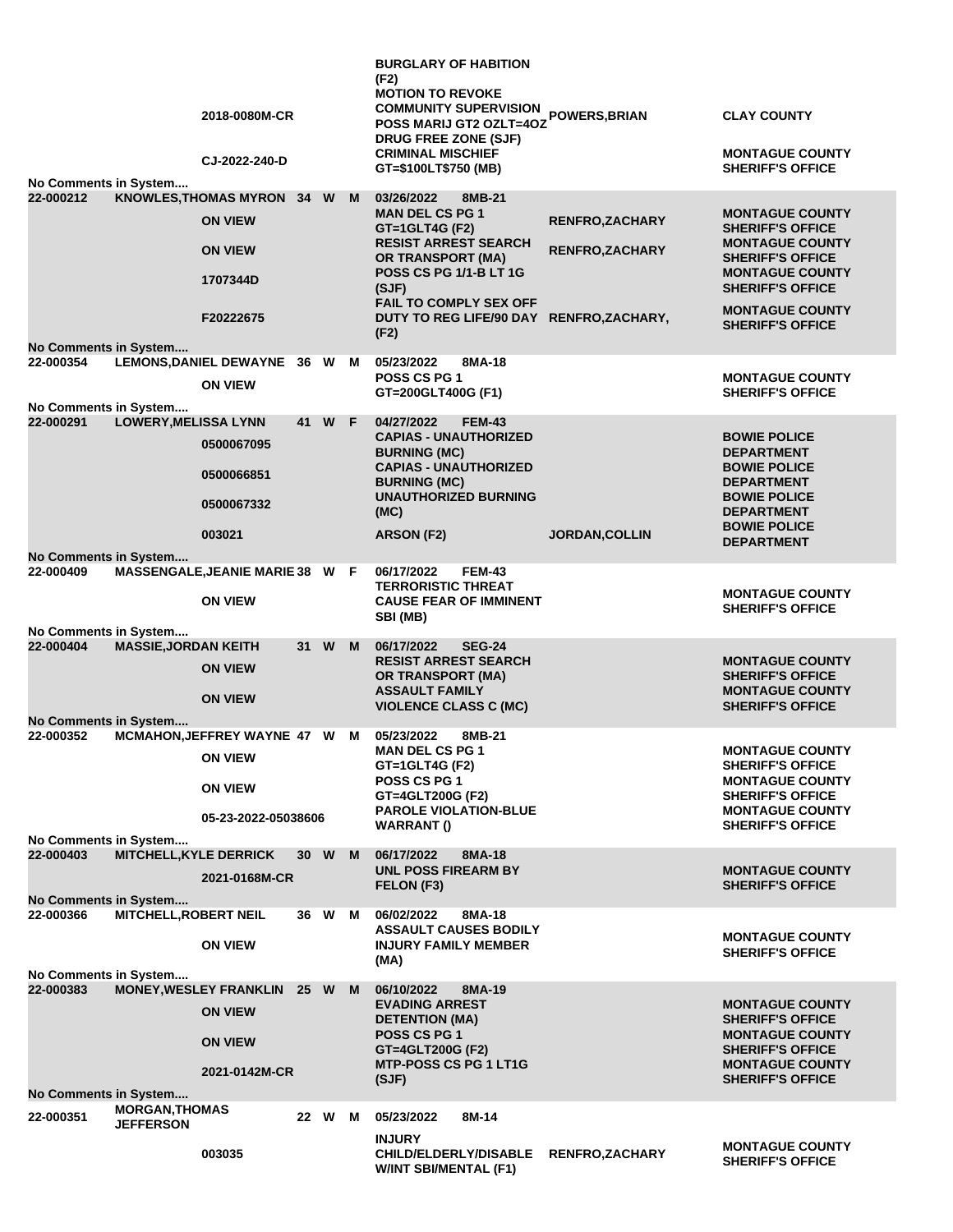| | | | | | | | | |
|---|---|---|---|---|---|---|---|---|
| | | 2018-0080M-CR | | | | BURGLARY OF HABITION (F2) MOTION TO REVOKE COMMUNITY SUPERVISION POSS MARIJ GT2 OZLT=4OZ DRUG FREE ZONE (SJF) | POWERS,BRIAN | CLAY COUNTY |
| | | CJ-2022-240-D | | | | CRIMINAL MISCHIEF GT=$100LT$750 (MB) | | MONTAGUE COUNTY SHERIFF'S OFFICE |
| No Comments in System.... | | | | | | | | |
| 22-000212 | KNOWLES,THOMAS MYRON | | 34 | W | M | 03/26/2022 8MB-21 | | |
| | | ON VIEW | | | | MAN DEL CS PG 1 GT=1GLT4G (F2) | RENFRO,ZACHARY | MONTAGUE COUNTY SHERIFF'S OFFICE |
| | | ON VIEW | | | | RESIST ARREST SEARCH OR TRANSPORT (MA) | RENFRO,ZACHARY | MONTAGUE COUNTY SHERIFF'S OFFICE |
| | | 1707344D | | | | POSS CS PG 1/1-B LT 1G (SJF) | | MONTAGUE COUNTY SHERIFF'S OFFICE |
| | | F20222675 | | | | FAIL TO COMPLY SEX OFF DUTY TO REG LIFE/90 DAY (F2) | RENFRO,ZACHARY, | MONTAGUE COUNTY SHERIFF'S OFFICE |
| No Comments in System.... | | | | | | | | |
| 22-000354 | LEMONS,DANIEL DEWAYNE | | 36 | W | M | 05/23/2022 8MA-18 | | |
| | | ON VIEW | | | | POSS CS PG 1 GT=200GLT400G (F1) | | MONTAGUE COUNTY SHERIFF'S OFFICE |
| No Comments in System.... | | | | | | | | |
| 22-000291 | LOWERY,MELISSA LYNN | | 41 | W | F | 04/27/2022 FEM-43 | | |
| | | 0500067095 | | | | CAPIAS - UNAUTHORIZED BURNING (MC) | | BOWIE POLICE DEPARTMENT |
| | | 0500066851 | | | | CAPIAS - UNAUTHORIZED BURNING (MC) | | BOWIE POLICE DEPARTMENT |
| | | 0500067332 | | | | UNAUTHORIZED BURNING (MC) | | BOWIE POLICE DEPARTMENT |
| | | 003021 | | | | ARSON (F2) | JORDAN,COLLIN | BOWIE POLICE DEPARTMENT |
| No Comments in System.... | | | | | | | | |
| 22-000409 | MASSENGALE,JEANIE MARIE | | 38 | W | F | 06/17/2022 FEM-43 | | |
| | | ON VIEW | | | | TERRORISTIC THREAT CAUSE FEAR OF IMMINENT SBI (MB) | | MONTAGUE COUNTY SHERIFF'S OFFICE |
| No Comments in System.... | | | | | | | | |
| 22-000404 | MASSIE,JORDAN KEITH | | 31 | W | M | 06/17/2022 SEG-24 | | |
| | | ON VIEW | | | | RESIST ARREST SEARCH OR TRANSPORT (MA) | | MONTAGUE COUNTY SHERIFF'S OFFICE |
| | | ON VIEW | | | | ASSAULT FAMILY VIOLENCE CLASS C (MC) | | MONTAGUE COUNTY SHERIFF'S OFFICE |
| No Comments in System.... | | | | | | | | |
| 22-000352 | MCMAHON,JEFFREY WAYNE | | 47 | W | M | 05/23/2022 8MB-21 | | |
| | | ON VIEW | | | | MAN DEL CS PG 1 GT=1GLT4G (F2) | | MONTAGUE COUNTY SHERIFF'S OFFICE |
| | | ON VIEW | | | | POSS CS PG 1 GT=4GLT200G (F2) | | MONTAGUE COUNTY SHERIFF'S OFFICE |
| | | 05-23-2022-05038606 | | | | PAROLE VIOLATION-BLUE WARRANT () | | MONTAGUE COUNTY SHERIFF'S OFFICE |
| No Comments in System.... | | | | | | | | |
| 22-000403 | MITCHELL,KYLE DERRICK | | 30 | W | M | 06/17/2022 8MA-18 | | |
| | | 2021-0168M-CR | | | | UNL POSS FIREARM BY FELON (F3) | | MONTAGUE COUNTY SHERIFF'S OFFICE |
| No Comments in System.... | | | | | | | | |
| 22-000366 | MITCHELL,ROBERT NEIL | | 36 | W | M | 06/02/2022 8MA-18 | | |
| | | ON VIEW | | | | ASSAULT CAUSES BODILY INJURY FAMILY MEMBER (MA) | | MONTAGUE COUNTY SHERIFF'S OFFICE |
| No Comments in System.... | | | | | | | | |
| 22-000383 | MONEY,WESLEY FRANKLIN | | 25 | W | M | 06/10/2022 8MA-19 | | |
| | | ON VIEW | | | | EVADING ARREST DETENTION (MA) | | MONTAGUE COUNTY SHERIFF'S OFFICE |
| | | ON VIEW | | | | POSS CS PG 1 GT=4GLT200G (F2) | | MONTAGUE COUNTY SHERIFF'S OFFICE |
| | | 2021-0142M-CR | | | | MTP-POSS CS PG 1 LT1G (SJF) | | MONTAGUE COUNTY SHERIFF'S OFFICE |
| No Comments in System.... | | | | | | | | |
| 22-000351 | MORGAN,THOMAS JEFFERSON | | 22 | W | M | 05/23/2022 8M-14 | | |
| | | 003035 | | | | INJURY CHILD/ELDERLY/DISABLE W/INT SBI/MENTAL (F1) | RENFRO,ZACHARY | MONTAGUE COUNTY SHERIFF'S OFFICE |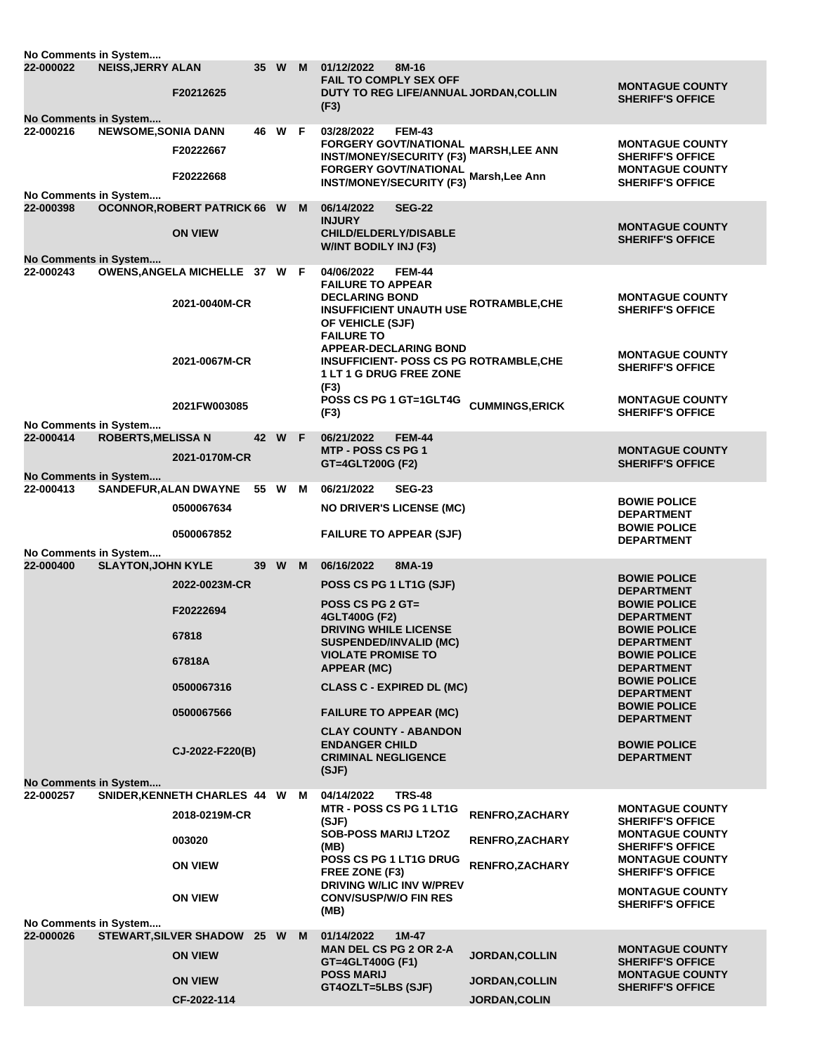No Comments in System....

| | | | | | | | | |
|---|---|---|---|---|---|---|---|---|
| 22-000022 | NEISS,JERRY ALAN | | 35 | W | M | 01/12/2022 8M-16 | | |
| | | F20212625 | | | | FAIL TO COMPLY SEX OFF DUTY TO REG LIFE/ANNUAL (F3) | JORDAN,COLLIN | MONTAGUE COUNTY SHERIFF'S OFFICE |

No Comments in System....

| | | | | | | | | |
|---|---|---|---|---|---|---|---|---|
| 22-000216 | NEWSOME,SONIA DANN | | 46 | W | F | 03/28/2022 FEM-43 | | |
| | | F20222667 | | | | FORGERY GOVT/NATIONAL INST/MONEY/SECURITY (F3) | MARSH,LEE ANN | MONTAGUE COUNTY SHERIFF'S OFFICE |
| | | F20222668 | | | | FORGERY GOVT/NATIONAL INST/MONEY/SECURITY (F3) | Marsh,Lee Ann | MONTAGUE COUNTY SHERIFF'S OFFICE |

No Comments in System....

| | | | | | | | | |
|---|---|---|---|---|---|---|---|---|
| 22-000398 | OCONNOR,ROBERT PATRICK | | 66 | W | M | 06/14/2022 SEG-22 | | |
| | | ON VIEW | | | | INJURY CHILD/ELDERLY/DISABLE W/INT BODILY INJ (F3) | | MONTAGUE COUNTY SHERIFF'S OFFICE |

No Comments in System....

| | | | | | | | | |
|---|---|---|---|---|---|---|---|---|
| 22-000243 | OWENS,ANGELA MICHELLE | | 37 | W | F | 04/06/2022 FEM-44 | | |
| | | 2021-0040M-CR | | | | FAILURE TO APPEAR DECLARING BOND INSUFFICIENT UNAUTH USE OF VEHICLE (SJF) | ROTRAMBLE,CHE | MONTAGUE COUNTY SHERIFF'S OFFICE |
| | | 2021-0067M-CR | | | | FAILURE TO APPEAR-DECLARING BOND INSUFFICIENT- POSS CS PG 1 LT 1 G DRUG FREE ZONE (F3) | ROTRAMBLE,CHE | MONTAGUE COUNTY SHERIFF'S OFFICE |
| | | 2021FW003085 | | | | POSS CS PG 1 GT=1GLT4G (F3) | CUMMINGS,ERICK | MONTAGUE COUNTY SHERIFF'S OFFICE |

No Comments in System....

| | | | | | | | | |
|---|---|---|---|---|---|---|---|---|
| 22-000414 | ROBERTS,MELISSA N | | 42 | W | F | 06/21/2022 FEM-44 | | |
| | | 2021-0170M-CR | | | | MTP - POSS CS PG 1 GT=4GLT200G (F2) | | MONTAGUE COUNTY SHERIFF'S OFFICE |

No Comments in System....

| | | | | | | | | |
|---|---|---|---|---|---|---|---|---|
| 22-000413 | SANDEFUR,ALAN DWAYNE | | 55 | W | M | 06/21/2022 SEG-23 | | |
| | | 0500067634 | | | | NO DRIVER'S LICENSE (MC) | | BOWIE POLICE DEPARTMENT |
| | | 0500067852 | | | | FAILURE TO APPEAR (SJF) | | BOWIE POLICE DEPARTMENT |

No Comments in System....

| | | | | | | | | |
|---|---|---|---|---|---|---|---|---|
| 22-000400 | SLAYTON,JOHN KYLE | | 39 | W | M | 06/16/2022 8MA-19 | | |
| | | 2022-0023M-CR | | | | POSS CS PG 1 LT1G (SJF) | | BOWIE POLICE DEPARTMENT |
| | | F20222694 | | | | POSS CS PG 2 GT= 4GLT400G (F2) | | BOWIE POLICE DEPARTMENT |
| | | 67818 | | | | DRIVING WHILE LICENSE SUSPENDED/INVALID (MC) | | BOWIE POLICE DEPARTMENT |
| | | 67818A | | | | VIOLATE PROMISE TO APPEAR (MC) | | BOWIE POLICE DEPARTMENT |
| | | 0500067316 | | | | CLASS C - EXPIRED DL (MC) | | BOWIE POLICE DEPARTMENT |
| | | 0500067566 | | | | FAILURE TO APPEAR (MC) | | BOWIE POLICE DEPARTMENT |
| | | CJ-2022-F220(B) | | | | CLAY COUNTY - ABANDON ENDANGER CHILD CRIMINAL NEGLIGENCE (SJF) | | BOWIE POLICE DEPARTMENT |

No Comments in System....

| | | | | | | | | |
|---|---|---|---|---|---|---|---|---|
| 22-000257 | SNIDER,KENNETH CHARLES | | 44 | W | M | 04/14/2022 TRS-48 | | |
| | | 2018-0219M-CR | | | | MTR - POSS CS PG 1 LT1G (SJF) | RENFRO,ZACHARY | MONTAGUE COUNTY SHERIFF'S OFFICE |
| | | 003020 | | | | SOB-POSS MARIJ LT2OZ (MB) | RENFRO,ZACHARY | MONTAGUE COUNTY SHERIFF'S OFFICE |
| | | ON VIEW | | | | POSS CS PG 1 LT1G DRUG FREE ZONE (F3) | RENFRO,ZACHARY | MONTAGUE COUNTY SHERIFF'S OFFICE |
| | | ON VIEW | | | | DRIVING W/LIC INV W/PREV CONV/SUSP/W/O FIN RES (MB) | | MONTAGUE COUNTY SHERIFF'S OFFICE |

No Comments in System....

| | | | | | | | | |
|---|---|---|---|---|---|---|---|---|
| 22-000026 | STEWART,SILVER SHADOW | | 25 | W | M | 01/14/2022 1M-47 | | |
| | | ON VIEW | | | | MAN DEL CS PG 2 OR 2-A GT=4GLT400G (F1) | JORDAN,COLLIN | MONTAGUE COUNTY SHERIFF'S OFFICE |
| | | ON VIEW | | | | POSS MARIJ GT4OZLT=5LBS (SJF) | JORDAN,COLLIN | MONTAGUE COUNTY SHERIFF'S OFFICE |
| | | CF-2022-114 | | | | | JORDAN,COLIN | |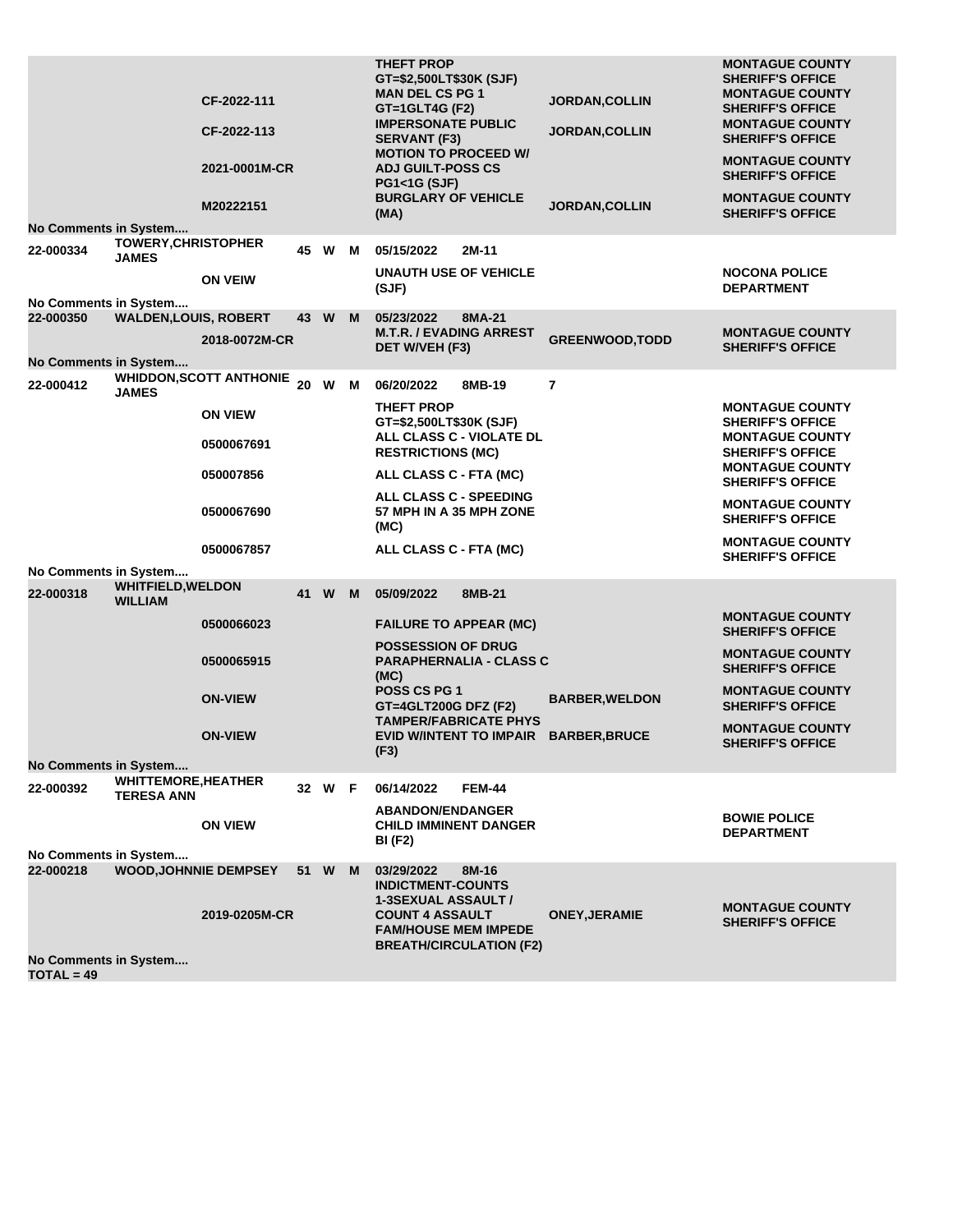| | | | | | | | | | | |
|---|---|---|---|---|---|---|---|---|---|---|
| | | CF-2022-111 | | | | THEFT PROP GT=$2,500LT$30K (SJF) | | | | MONTAGUE COUNTY SHERIFF'S OFFICE |
| | | | | | | MAN DEL CS PG 1 GT=1GLT4G (F2) | | JORDAN,COLLIN | | MONTAGUE COUNTY SHERIFF'S OFFICE |
| | | CF-2022-113 | | | | IMPERSONATE PUBLIC SERVANT (F3) | | JORDAN,COLLIN | | MONTAGUE COUNTY SHERIFF'S OFFICE |
| | | 2021-0001M-CR | | | | MOTION TO PROCEED W/ ADJ GUILT-POSS CS PG1<1G (SJF) | | | | MONTAGUE COUNTY SHERIFF'S OFFICE |
| | | M20222151 | | | | BURGLARY OF VEHICLE (MA) | | JORDAN,COLLIN | | MONTAGUE COUNTY SHERIFF'S OFFICE |
| No Comments in System.... | | | | | | | | | | |
| 22-000334 | TOWERY,CHRISTOPHER JAMES | | 45 | W | M | 05/15/2022 | 2M-11 | | | |
| | | ON VEIW | | | | UNAUTH USE OF VEHICLE (SJF) | | | | NOCONA POLICE DEPARTMENT |
| No Comments in System.... | | | | | | | | | | |
| 22-000350 | WALDEN,LOUIS, ROBERT | | 43 | W | M | 05/23/2022 | 8MA-21 | | | |
| | | 2018-0072M-CR | | | | M.T.R. / EVADING ARREST DET W/VEH (F3) | | GREENWOOD,TODD | | MONTAGUE COUNTY SHERIFF'S OFFICE |
| No Comments in System.... | | | | | | | | | | |
| 22-000412 | WHIDDON,SCOTT ANTHONIE JAMES | | 20 | W | M | 06/20/2022 | 8MB-19 | 7 | | |
| | | ON VIEW | | | | THEFT PROP GT=$2,500LT$30K (SJF) | | | | MONTAGUE COUNTY SHERIFF'S OFFICE |
| | | 0500067691 | | | | ALL CLASS C - VIOLATE DL RESTRICTIONS (MC) | | | | MONTAGUE COUNTY SHERIFF'S OFFICE |
| | | 050007856 | | | | ALL CLASS C - FTA (MC) | | | | MONTAGUE COUNTY SHERIFF'S OFFICE |
| | | 0500067690 | | | | ALL CLASS C - SPEEDING 57 MPH IN A 35 MPH ZONE (MC) | | | | MONTAGUE COUNTY SHERIFF'S OFFICE |
| | | 0500067857 | | | | ALL CLASS C - FTA (MC) | | | | MONTAGUE COUNTY SHERIFF'S OFFICE |
| No Comments in System.... | | | | | | | | | | |
| 22-000318 | WHITFIELD,WELDON WILLIAM | | 41 | W | M | 05/09/2022 | 8MB-21 | | | |
| | | 0500066023 | | | | FAILURE TO APPEAR (MC) | | | | MONTAGUE COUNTY SHERIFF'S OFFICE |
| | | 0500065915 | | | | POSSESSION OF DRUG PARAPHERNALIA - CLASS C (MC) | | | | MONTAGUE COUNTY SHERIFF'S OFFICE |
| | | ON-VIEW | | | | POSS CS PG 1 GT=4GLT200G DFZ (F2) | | BARBER,WELDON | | MONTAGUE COUNTY SHERIFF'S OFFICE |
| | | ON-VIEW | | | | TAMPER/FABRICATE PHYS EVID W/INTENT TO IMPAIR (F3) | | BARBER,BRUCE | | MONTAGUE COUNTY SHERIFF'S OFFICE |
| No Comments in System.... | | | | | | | | | | |
| 22-000392 | WHITTEMORE,HEATHER TERESA ANN | | 32 | W | F | 06/14/2022 | FEM-44 | | | |
| | | ON VIEW | | | | ABANDON/ENDANGER CHILD IMMINENT DANGER BI (F2) | | | | BOWIE POLICE DEPARTMENT |
| No Comments in System.... | | | | | | | | | | |
| 22-000218 | WOOD,JOHNNIE DEMPSEY | | 51 | W | M | 03/29/2022 | 8M-16 | | | |
| | | 2019-0205M-CR | | | | INDICTMENT-COUNTS 1-3SEXUAL ASSAULT / COUNT 4 ASSAULT FAM/HOUSE MEM IMPEDE BREATH/CIRCULATION (F2) | | ONEY,JERAMIE | | MONTAGUE COUNTY SHERIFF'S OFFICE |
| No Comments in System.... | | | | | | | | | | |
| TOTAL = 49 | | | | | | | | | | |